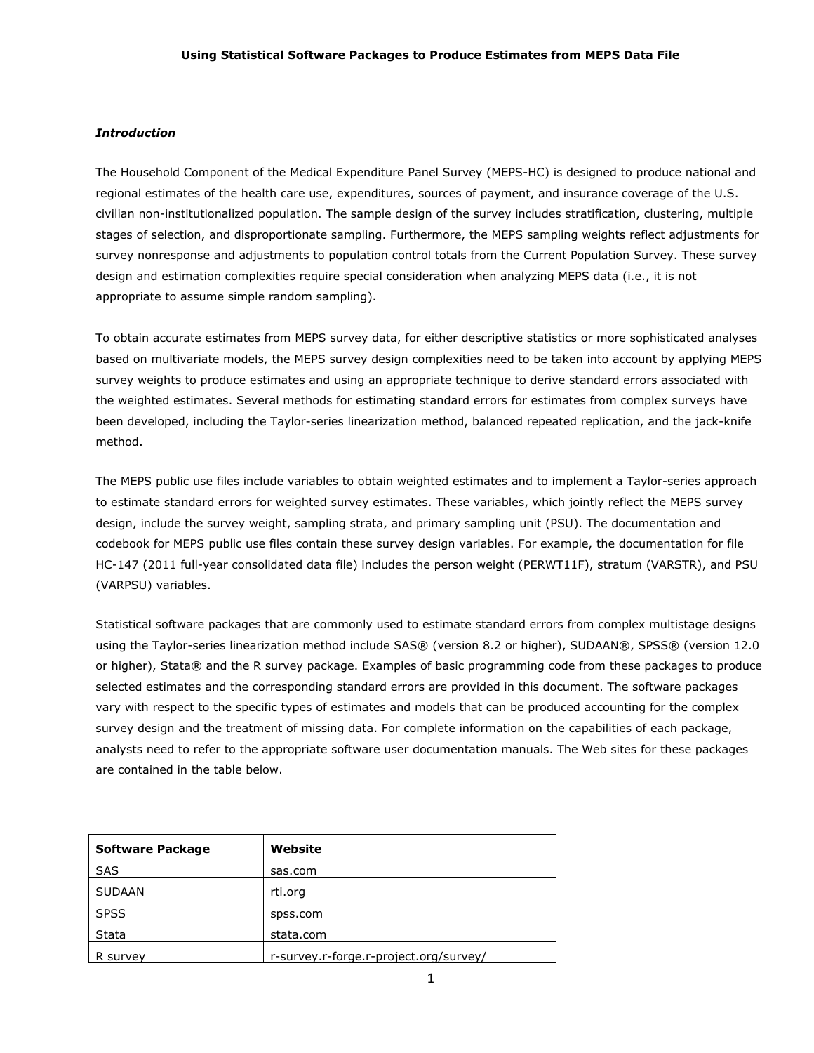# Using Statistical Software Packages to Produce Estimates from MEPS Data File

***Introduction***

The Household Component of the Medical Expenditure Panel Survey (MEPS-HC) is designed to produce national and regional estimates of the health care use, expenditures, sources of payment, and insurance coverage of the U.S. civilian non-institutionalized population. The sample design of the survey includes stratification, clustering, multiple stages of selection, and disproportionate sampling. Furthermore, the MEPS sampling weights reflect adjustments for survey nonresponse and adjustments to population control totals from the Current Population Survey. These survey design and estimation complexities require special consideration when analyzing MEPS data (i.e., it is not appropriate to assume simple random sampling).

To obtain accurate estimates from MEPS survey data, for either descriptive statistics or more sophisticated analyses based on multivariate models, the MEPS survey design complexities need to be taken into account by applying MEPS survey weights to produce estimates and using an appropriate technique to derive standard errors associated with the weighted estimates. Several methods for estimating standard errors for estimates from complex surveys have been developed, including the Taylor-series linearization method, balanced repeated replication, and the jack-knife method.

The MEPS public use files include variables to obtain weighted estimates and to implement a Taylor-series approach to estimate standard errors for weighted survey estimates. These variables, which jointly reflect the MEPS survey design, include the survey weight, sampling strata, and primary sampling unit (PSU). The documentation and codebook for MEPS public use files contain these survey design variables. For example, the documentation for file HC-147 (2011 full-year consolidated data file) includes the person weight (PERWT11F), stratum (VARSTR), and PSU (VARPSU) variables.

Statistical software packages that are commonly used to estimate standard errors from complex multistage designs using the Taylor-series linearization method include SAS® (version 8.2 or higher), SUDAAN®, SPSS® (version 12.0 or higher), Stata® and the R survey package. Examples of basic programming code from these packages to produce selected estimates and the corresponding standard errors are provided in this document. The software packages vary with respect to the specific types of estimates and models that can be produced accounting for the complex survey design and the treatment of missing data. For complete information on the capabilities of each package, analysts need to refer to the appropriate software user documentation manuals. The Web sites for these packages are contained in the table below.

| Software Package | Website |
|---|---|
| SAS | sas.com |
| SUDAAN | rti.org |
| SPSS | spss.com |
| Stata | stata.com |
| R survey | r-survey.r-forge.r-project.org/survey/ |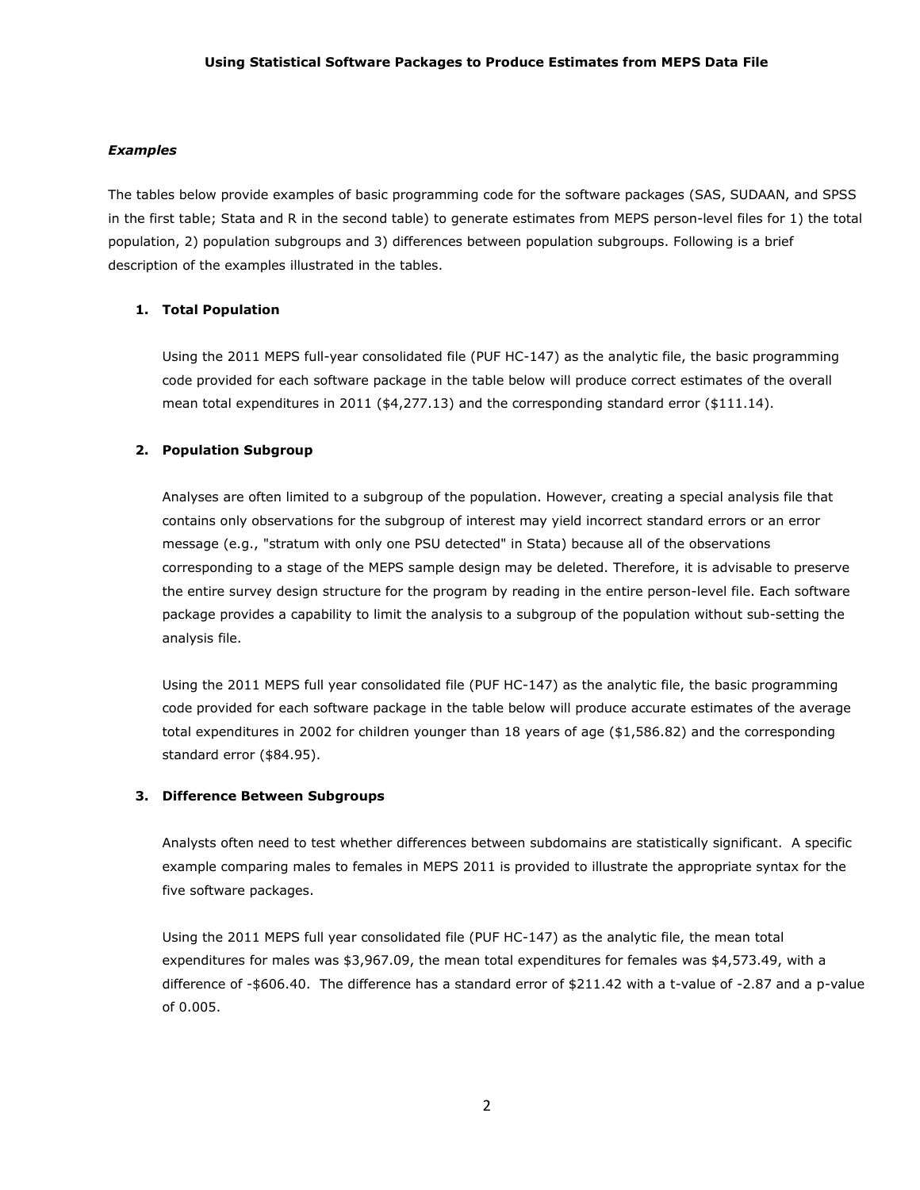### *Examples*

The tables below provide examples of basic programming code for the software packages (SAS, SUDAAN, and SPSS in the first table; Stata and R in the second table) to generate estimates from MEPS person-level files for 1) the total population, 2) population subgroups and 3) differences between population subgroups. Following is a brief description of the examples illustrated in the tables.

1. **Total Population**

   Using the 2011 MEPS full-year consolidated file (PUF HC-147) as the analytic file, the basic programming code provided for each software package in the table below will produce correct estimates of the overall mean total expenditures in 2011 ($4,277.13) and the corresponding standard error ($111.14).

2. **Population Subgroup**

   Analyses are often limited to a subgroup of the population. However, creating a special analysis file that contains only observations for the subgroup of interest may yield incorrect standard errors or an error message (e.g., "stratum with only one PSU detected" in Stata) because all of the observations corresponding to a stage of the MEPS sample design may be deleted. Therefore, it is advisable to preserve the entire survey design structure for the program by reading in the entire person-level file. Each software package provides a capability to limit the analysis to a subgroup of the population without sub-setting the analysis file.

   Using the 2011 MEPS full year consolidated file (PUF HC-147) as the analytic file, the basic programming code provided for each software package in the table below will produce accurate estimates of the average total expenditures in 2002 for children younger than 18 years of age ($1,586.82) and the corresponding standard error ($84.95).

3. **Difference Between Subgroups**

   Analysts often need to test whether differences between subdomains are statistically significant. A specific example comparing males to females in MEPS 2011 is provided to illustrate the appropriate syntax for the five software packages.

   Using the 2011 MEPS full year consolidated file (PUF HC-147) as the analytic file, the mean total expenditures for males was $3,967.09, the mean total expenditures for females was $4,573.49, with a difference of -$606.40. The difference has a standard error of $211.42 with a t-value of -2.87 and a p-value of 0.005.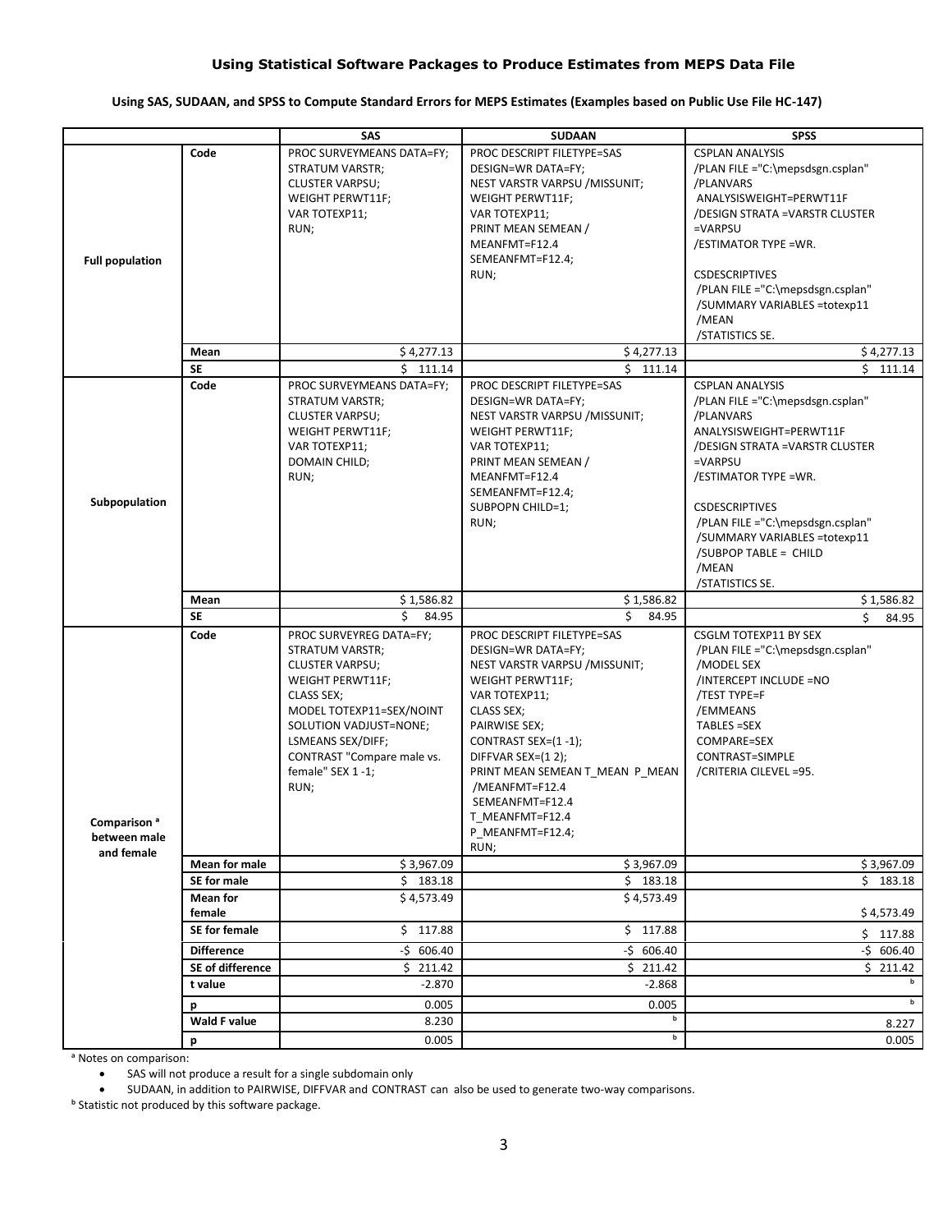# Using Statistical Software Packages to Produce Estimates from MEPS Data File

**Using SAS, SUDAAN, and SPSS to Compute Standard Errors for MEPS Estimates (Examples based on Public Use File HC-147)**

| | | SAS | SUDAAN | SPSS |
|---|---|---|---|---|
| **Full population** | **Code** | PROC SURVEYMEANS DATA=FY;<br>STRATUM VARSTR;<br>CLUSTER VARPSU;<br>WEIGHT PERWT11F;<br>VAR TOTEXP11;<br>RUN; | PROC DESCRIPT FILETYPE=SAS<br>DESIGN=WR DATA=FY;<br>NEST VARSTR VARPSU /MISSUNIT;<br>WEIGHT PERWT11F;<br>VAR TOTEXP11;<br>PRINT MEAN SEMEAN /<br>MEANFMT=F12.4<br>SEMEANFMT=F12.4;<br>RUN; | CSPLAN ANALYSIS<br>/PLAN FILE ="C:\mepsdsgn.csplan"<br>/PLANVARS<br>ANALYSISWEIGHT=PERWT11F<br>/DESIGN STRATA =VARSTR CLUSTER =VARPSU<br>/ESTIMATOR TYPE =WR.<br><br>CSDESCRIPTIVES<br>/PLAN FILE ="C:\mepsdsgn.csplan"<br>/SUMMARY VARIABLES =totexp11<br>/MEAN<br>/STATISTICS SE. |
| | **Mean** | $ 4,277.13 | $ 4,277.13 | $ 4,277.13 |
| | **SE** | $ 111.14 | $ 111.14 | $ 111.14 |
| **Subpopulation** | **Code** | PROC SURVEYMEANS DATA=FY;<br>STRATUM VARSTR;<br>CLUSTER VARPSU;<br>WEIGHT PERWT11F;<br>VAR TOTEXP11;<br>DOMAIN CHILD;<br>RUN; | PROC DESCRIPT FILETYPE=SAS<br>DESIGN=WR DATA=FY;<br>NEST VARSTR VARPSU /MISSUNIT;<br>WEIGHT PERWT11F;<br>VAR TOTEXP11;<br>PRINT MEAN SEMEAN /<br>MEANFMT=F12.4<br>SEMEANFMT=F12.4;<br>SUBPOPN CHILD=1;<br>RUN; | CSPLAN ANALYSIS<br>/PLAN FILE ="C:\mepsdsgn.csplan"<br>/PLANVARS<br>ANALYSISWEIGHT=PERWT11F<br>/DESIGN STRATA =VARSTR CLUSTER =VARPSU<br>/ESTIMATOR TYPE =WR.<br><br>CSDESCRIPTIVES<br>/PLAN FILE ="C:\mepsdsgn.csplan"<br>/SUMMARY VARIABLES =totexp11<br>/SUBPOP TABLE = CHILD<br>/MEAN<br>/STATISTICS SE. |
| | **Mean** | $ 1,586.82 | $ 1,586.82 | $ 1,586.82 |
| | **SE** | $ 84.95 | $ 84.95 | $ 84.95 |
| **Comparison [a] between male and female** | **Code** | PROC SURVEYREG DATA=FY;<br>STRATUM VARSTR;<br>CLUSTER VARPSU;<br>WEIGHT PERWT11F;<br>CLASS SEX;<br>MODEL TOTEXP11=SEX/NOINT SOLUTION VADJUST=NONE;<br>LSMEANS SEX/DIFF;<br>CONTRAST "Compare male vs. female" SEX 1 -1;<br>RUN; | PROC DESCRIPT FILETYPE=SAS<br>DESIGN=WR DATA=FY;<br>NEST VARSTR VARPSU /MISSUNIT;<br>WEIGHT PERWT11F;<br>VAR TOTEXP11;<br>CLASS SEX;<br>PAIRWISE SEX;<br>CONTRAST SEX=(1 -1);<br>DIFFVAR SEX=(1 2);<br>PRINT MEAN SEMEAN T_MEAN P_MEAN<br>/MEANFMT=F12.4<br>SEMEANFMT=F12.4<br>T_MEANFMT=F12.4<br>P_MEANFMT=F12.4;<br>RUN; | CSGLM TOTEXP11 BY SEX<br>/PLAN FILE ="C:\mepsdsgn.csplan"<br>/MODEL SEX<br>/INTERCEPT INCLUDE =NO<br>/TEST TYPE=F<br>/EMMEANS<br>TABLES =SEX<br>COMPARE=SEX<br>CONTRAST=SIMPLE<br>/CRITERIA CILEVEL =95. |
| | **Mean for male** | $ 3,967.09 | $ 3,967.09 | $ 3,967.09 |
| | **SE for male** | $ 183.18 | $ 183.18 | $ 183.18 |
| | **Mean for female** | $ 4,573.49 | $ 4,573.49 | $ 4,573.49 |
| | **SE for female** | $ 117.88 | $ 117.88 | $ 117.88 |
| | **Difference** | -$ 606.40 | -$ 606.40 | -$ 606.40 |
| | **SE of difference** | $ 211.42 | $ 211.42 | $ 211.42 |
| | **t value** | -2.870 | -2.868 | [b] |
| | **p** | 0.005 | 0.005 | [b] |
| | **Wald F value** | 8.230 | [b] | 8.227 |
| | **p** | 0.005 | [b] | 0.005 |

[a] Notes on comparison:

- SAS will not produce a result for a single subdomain only
- SUDAAN, in addition to PAIRWISE, DIFFVAR and CONTRAST can also be used to generate two-way comparisons.

[b] Statistic not produced by this software package.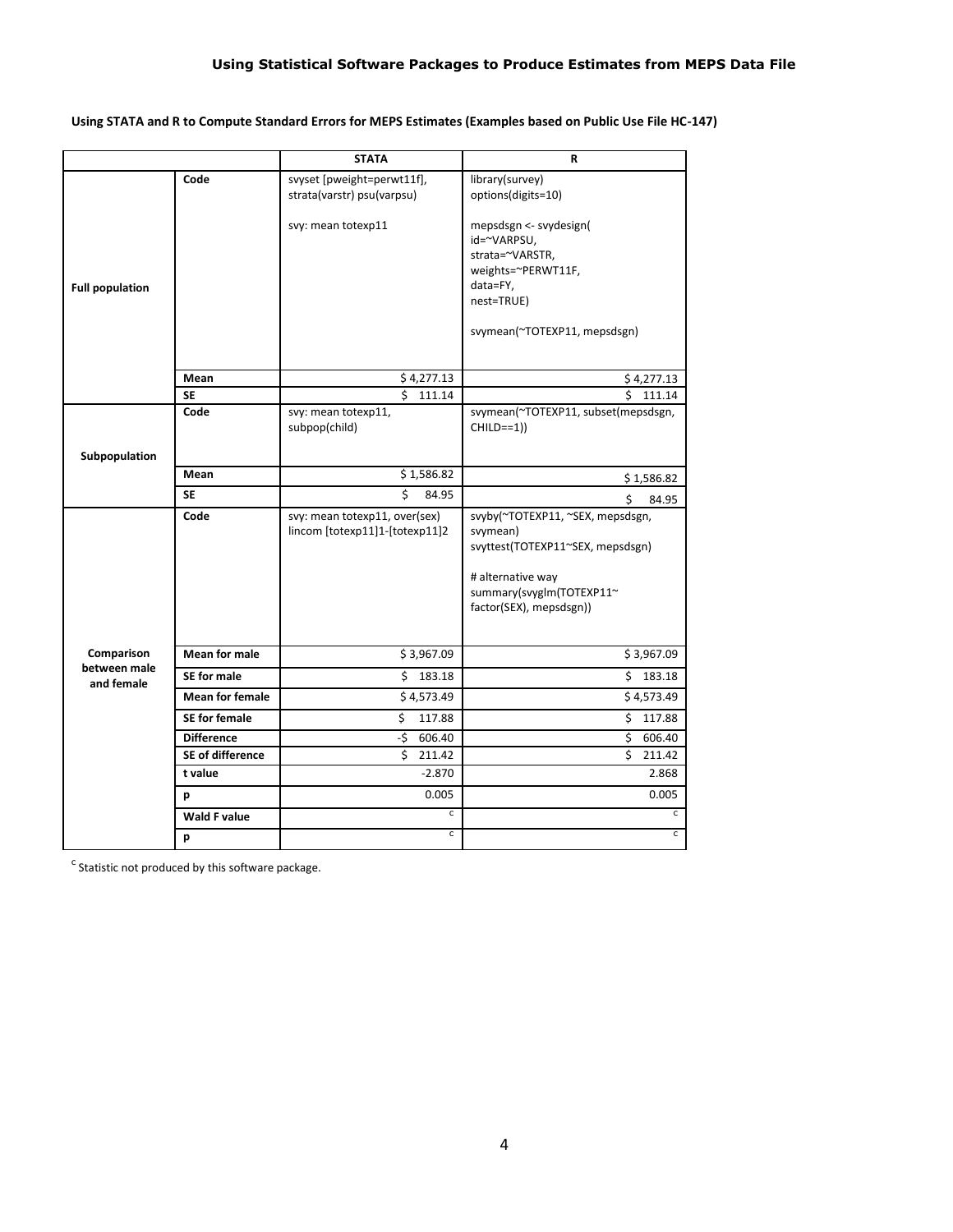#### Using Statistical Software Packages to Produce Estimates from MEPS Data File

**Using STATA and R to Compute Standard Errors for MEPS Estimates (Examples based on Public Use File HC-147)**

| | | STATA | R |
|---|---|---|---|
| **Full population** | **Code** | svyset [pweight=perwt11f], strata(varstr) psu(varpsu)<br><br>svy: mean totexp11 | library(survey)<br>options(digits=10)<br><br>mepsdsgn <- svydesign(<br>id=~VARPSU,<br>strata=~VARSTR,<br>weights=~PERWT11F,<br>data=FY,<br>nest=TRUE)<br><br>svymean(~TOTEXP11, mepsdsgn) |
| | **Mean** | $ 4,277.13 | $ 4,277.13 |
| | **SE** | $ 111.14 | $ 111.14 |
| **Subpopulation** | **Code** | svy: mean totexp11, subpop(child) | svymean(~TOTEXP11, subset(mepsdsgn, CHILD==1)) |
| | **Mean** | $ 1,586.82 | $ 1,586.82 |
| | **SE** | $ 84.95 | $ 84.95 |
| **Comparison between male and female** | **Code** | svy: mean totexp11, over(sex)<br>lincom [totexp11]1-[totexp11]2 | svyby(~TOTEXP11, ~SEX, mepsdsgn, svymean)<br>svyttest(TOTEXP11~SEX, mepsdsgn)<br><br># alternative way<br>summary(svyglm(TOTEXP11~ factor(SEX), mepsdsgn)) |
| | **Mean for male** | $ 3,967.09 | $ 3,967.09 |
| | **SE for male** | $ 183.18 | $ 183.18 |
| | **Mean for female** | $ 4,573.49 | $ 4,573.49 |
| | **SE for female** | $ 117.88 | $ 117.88 |
| | **Difference** | -$ 606.40 | $ 606.40 |
| | **SE of difference** | $ 211.42 | $ 211.42 |
| | **t value** | -2.870 | 2.868 |
| | **p** | 0.005 | 0.005 |
| | **Wald F value** | c | c |
| | **p** | c | c |

[c] Statistic not produced by this software package.